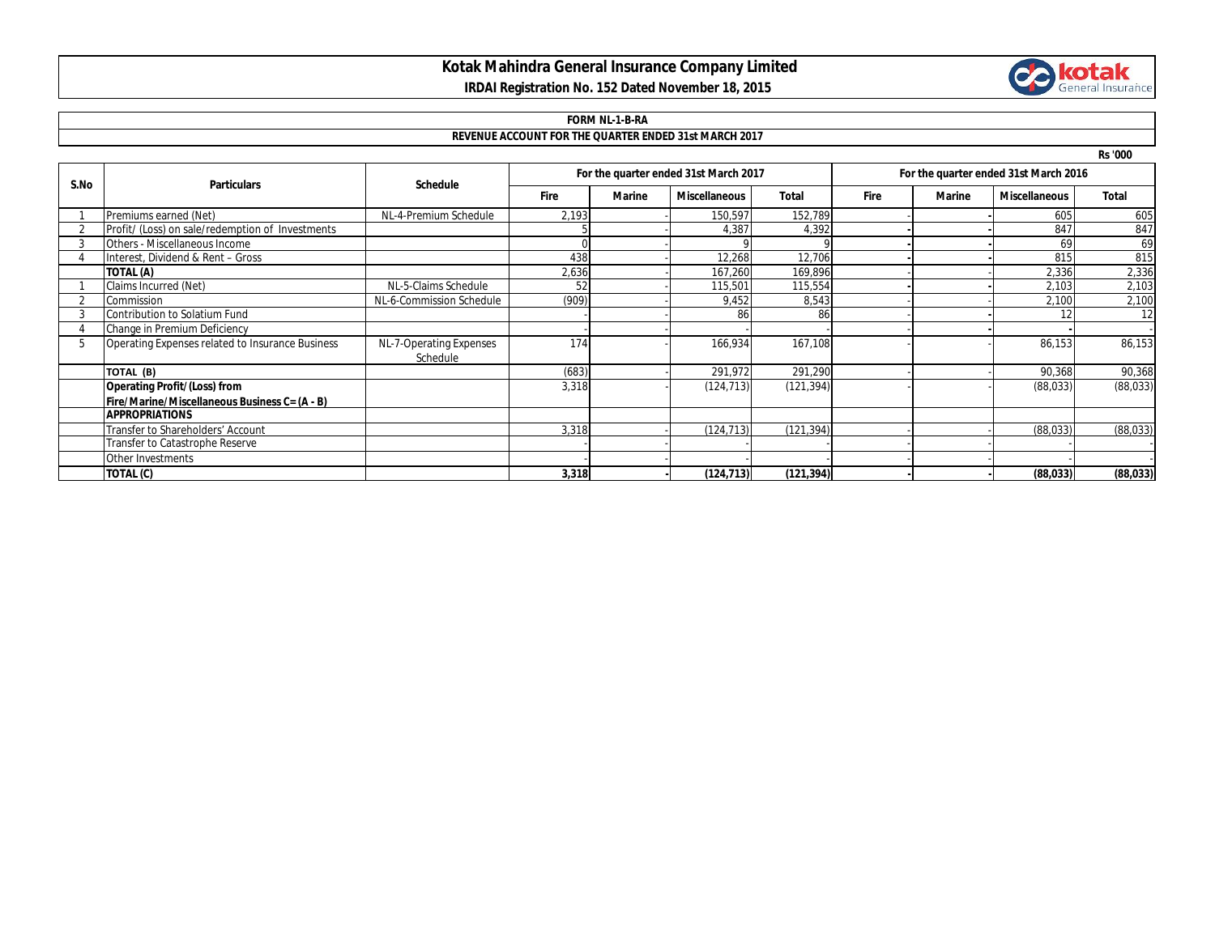# Kotak Mahindra General Insurance Company Limited

**IRDAI Registration No. 152 Dated November 18, 2015**

## FORM NL-1-B-RA

## REVENUE ACCOUNT FOR THE QUARTER ENDED 31st MARCH 2017

Rs '000

| S.No | Particulars | Schedule | For the quarter ended 31st March 2017 | | | | For the quarter ended 31st March 2016 | | | |
|---|---|---|---|---|---|---|---|---|---|---|
| | | | Fire | Marine | Miscellaneous | Total | Fire | Marine | Miscellaneous | Total |
| 1 | Premiums earned (Net) | NL-4-Premium Schedule | 2,193 | - | 150,597 | 152,789 | - | - | 605 | 605 |
| 2 | Profit/ (Loss) on sale/redemption of Investments | | 5 | - | 4,387 | 4,392 | - | - | 847 | 847 |
| 3 | Others - Miscellaneous Income | | 0 | - | 9 | 9 | - | - | 69 | 69 |
| 4 | Interest, Dividend & Rent – Gross | | 438 | - | 12,268 | 12,706 | - | - | 815 | 815 |
| | **TOTAL (A)** | | 2,636 | - | 167,260 | 169,896 | - | - | 2,336 | 2,336 |
| 1 | Claims Incurred (Net) | NL-5-Claims Schedule | 52 | - | 115,501 | 115,554 | - | - | 2,103 | 2,103 |
| 2 | Commission | NL-6-Commission Schedule | (909) | - | 9,452 | 8,543 | - | - | 2,100 | 2,100 |
| 3 | Contribution to Solatium Fund | | - | - | 86 | 86 | - | - | 12 | 12 |
| 4 | Change in Premium Deficiency | | - | - | - | - | - | - | - | - |
| 5 | Operating Expenses related to Insurance Business | NL-7-Operating Expenses Schedule | 174 | - | 166,934 | 167,108 | - | - | 86,153 | 86,153 |
| | **TOTAL (B)** | | (683) | - | 291,972 | 291,290 | - | - | 90,368 | 90,368 |
| | **Operating Profit/(Loss) from Fire/Marine/Miscellaneous Business C= (A - B)** | | 3,318 | - | (124,713) | (121,394) | - | - | (88,033) | (88,033) |
| | **APPROPRIATIONS** | | | | | | | | | |
| | Transfer to Shareholders' Account | | 3,318 | - | (124,713) | (121,394) | - | - | (88,033) | (88,033) |
| | Transfer to Catastrophe Reserve | | - | - | - | - | - | - | - | - |
| | Other Investments | | - | - | - | - | - | - | - | - |
| | **TOTAL (C)** | | **3,318** | **-** | **(124,713)** | **(121,394)** | **-** | **-** | **(88,033)** | **(88,033)** |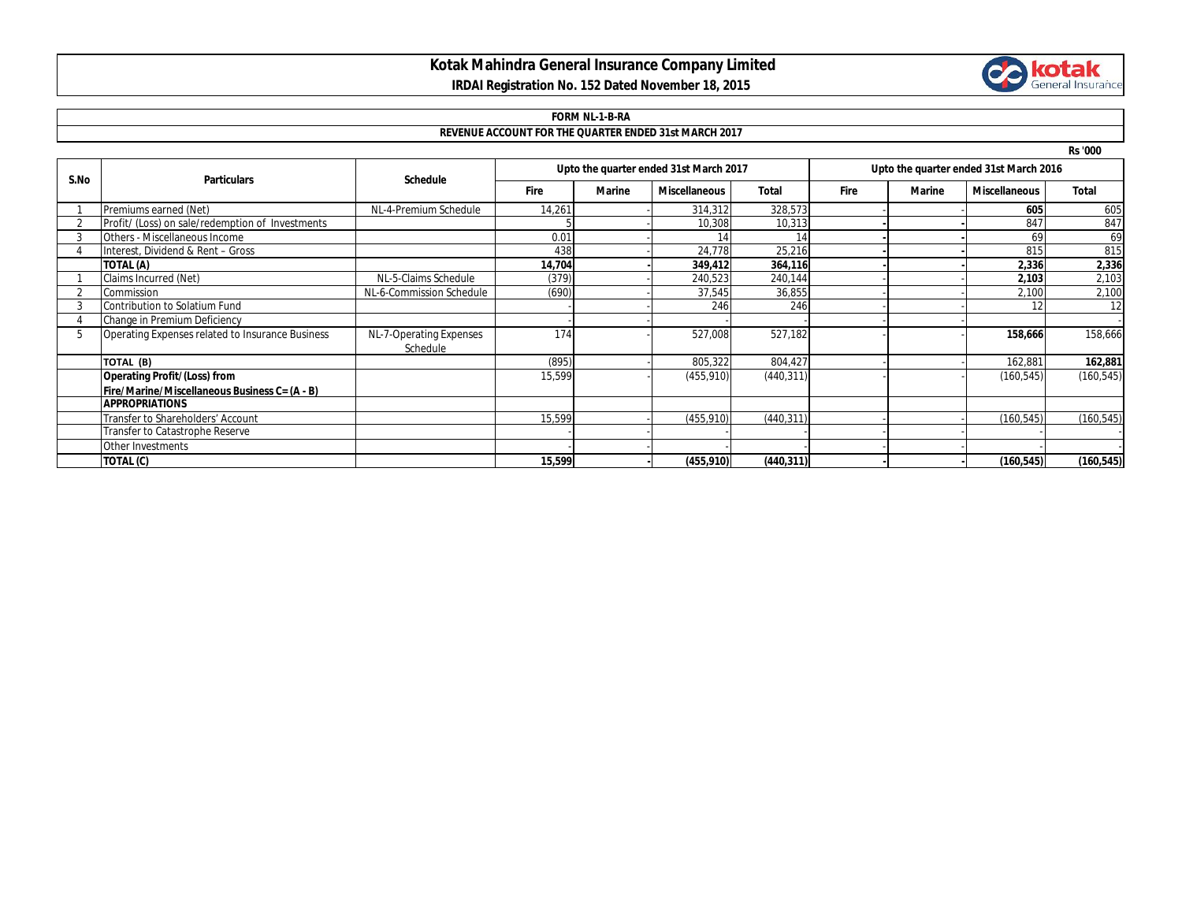# Kotak Mahindra General Insurance Company Limited

**IRDAI Registration No. 152 Dated November 18, 2015**

**FORM NL-1-B-RA**

**REVENUE ACCOUNT FOR THE QUARTER ENDED 31st MARCH 2017**

Rs '000

| S.No | Particulars | Schedule | Upto the quarter ended 31st March 2017 | | | | Upto the quarter ended 31st March 2016 | | | |
|---|---|---|---|---|---|---|---|---|---|---|
| | | | Fire | Marine | Miscellaneous | Total | Fire | Marine | Miscellaneous | Total |
| 1 | Premiums earned (Net) | NL-4-Premium Schedule | 14,261 | - | 314,312 | 328,573 | - | - | 605 | 605 |
| 2 | Profit/ (Loss) on sale/redemption of Investments | | 5 | - | 10,308 | 10,313 | - | - | 847 | 847 |
| 3 | Others - Miscellaneous Income | | 0.01 | - | 14 | 14 | - | - | 69 | 69 |
| 4 | Interest, Dividend & Rent – Gross | | 438 | - | 24,778 | 25,216 | - | - | 815 | 815 |
| | **TOTAL (A)** | | **14,704** | **-** | **349,412** | **364,116** | **-** | **-** | **2,336** | **2,336** |
| 1 | Claims Incurred (Net) | NL-5-Claims Schedule | (379) | - | 240,523 | 240,144 | - | - | **2,103** | 2,103 |
| 2 | Commission | NL-6-Commission Schedule | (690) | - | 37,545 | 36,855 | - | - | 2,100 | 2,100 |
| 3 | Contribution to Solatium Fund | | - | - | 246 | 246 | - | - | 12 | 12 |
| 4 | Change in Premium Deficiency | | - | - | - | - | - | - | | - |
| 5 | Operating Expenses related to Insurance Business | NL-7-Operating Expenses Schedule | 174 | - | 527,008 | 527,182 | - | - | **158,666** | 158,666 |
| | **TOTAL (B)** | | (895) | - | 805,322 | 804,427 | - | - | 162,881 | **162,881** |
| | **Operating Profit/(Loss) from Fire/Marine/Miscellaneous Business C= (A - B)** | | 15,599 | - | (455,910) | (440,311) | - | - | (160,545) | (160,545) |
| | **APPROPRIATIONS** | | | | | | | | | |
| | Transfer to Shareholders' Account | | 15,599 | - | (455,910) | (440,311) | - | - | (160,545) | (160,545) |
| | Transfer to Catastrophe Reserve | | - | - | - | - | - | - | - | - |
| | Other Investments | | - | - | - | - | - | - | - | - |
| | **TOTAL (C)** | | **15,599** | **-** | **(455,910)** | **(440,311)** | **-** | **-** | **(160,545)** | **(160,545)** |